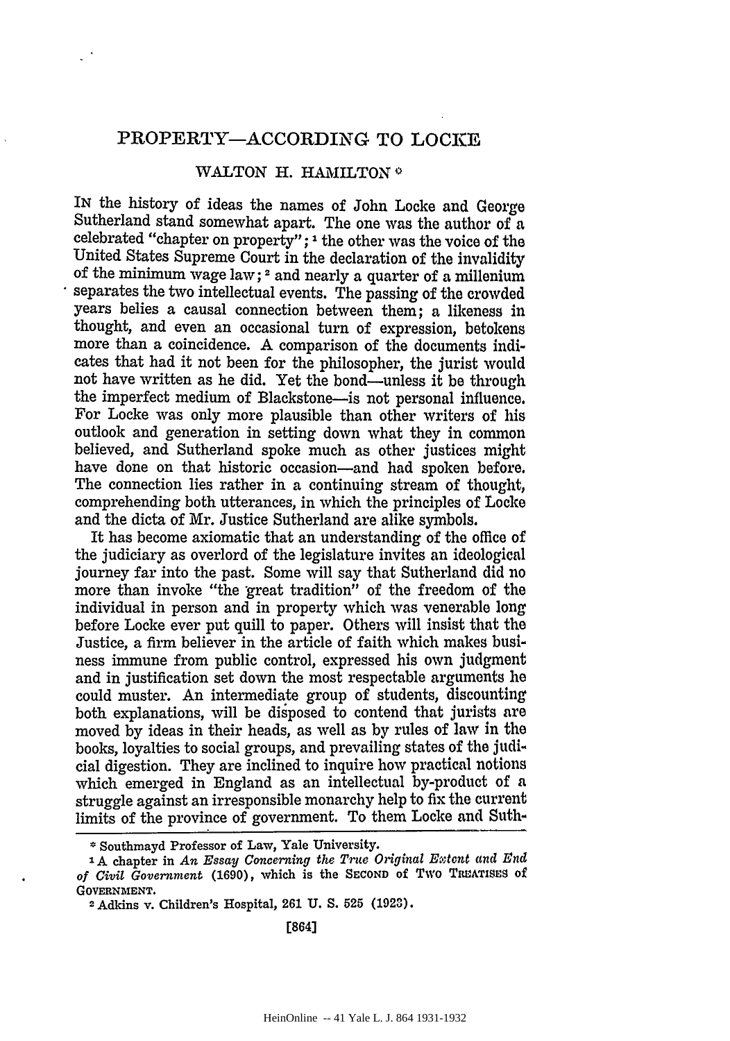# PROPERTY—ACCORDING TO LOCKE

WALTON H. HAMILTON *

IN the history of ideas the names of John Locke and George Sutherland stand somewhat apart. The one was the author of a celebrated "chapter on property"; [1] the other was the voice of the United States Supreme Court in the declaration of the invalidity of the minimum wage law; [2] and nearly a quarter of a millenium separates the two intellectual events. The passing of the crowded years belies a causal connection between them; a likeness in thought, and even an occasional turn of expression, betokens more than a coincidence. A comparison of the documents indicates that had it not been for the philosopher, the jurist would not have written as he did. Yet the bond—unless it be through the imperfect medium of Blackstone—is not personal influence. For Locke was only more plausible than other writers of his outlook and generation in setting down what they in common believed, and Sutherland spoke much as other justices might have done on that historic occasion—and had spoken before. The connection lies rather in a continuing stream of thought, comprehending both utterances, in which the principles of Locke and the dicta of Mr. Justice Sutherland are alike symbols.

It has become axiomatic that an understanding of the office of the judiciary as overlord of the legislature invites an ideological journey far into the past. Some will say that Sutherland did no more than invoke "the great tradition" of the freedom of the individual in person and in property which was venerable long before Locke ever put quill to paper. Others will insist that the Justice, a firm believer in the article of faith which makes business immune from public control, expressed his own judgment and in justification set down the most respectable arguments he could muster. An intermediate group of students, discounting both explanations, will be disposed to contend that jurists are moved by ideas in their heads, as well as by rules of law in the books, loyalties to social groups, and prevailing states of the judicial digestion. They are inclined to inquire how practical notions which emerged in England as an intellectual by-product of a struggle against an irresponsible monarchy help to fix the current limits of the province of government. To them Locke and Suth-

* Southmayd Professor of Law, Yale University.

[1] A chapter in *An Essay Concerning the True Original Extent and End of Civil Government* (1690), which is the SECOND of TWO TREATISES of GOVERNMENT.

[2] Adkins v. Children's Hospital, 261 U. S. 525 (1923).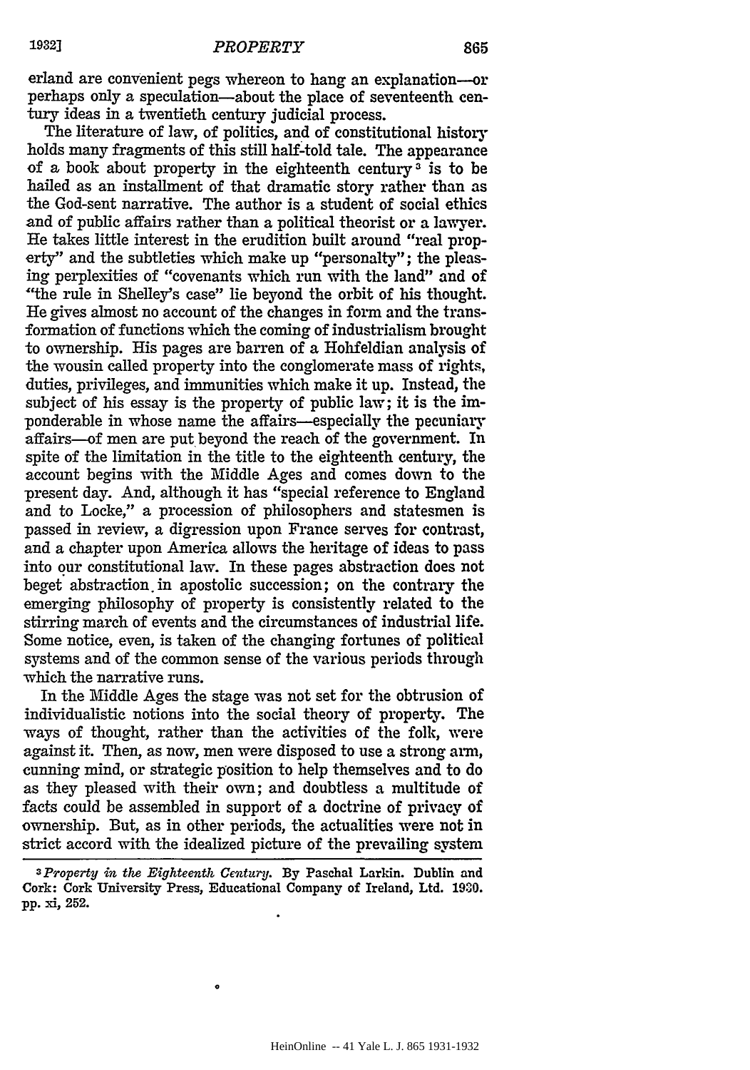erland are convenient pegs whereon to hang an explanation—or perhaps only a speculation—about the place of seventeenth century ideas in a twentieth century judicial process.

The literature of law, of politics, and of constitutional history holds many fragments of this still half-told tale. The appearance of a book about property in the eighteenth century[3] is to be hailed as an installment of that dramatic story rather than as the God-sent narrative. The author is a student of social ethics and of public affairs rather than a political theorist or a lawyer. He takes little interest in the erudition built around "real property" and the subtleties which make up "personalty"; the pleasing perplexities of "covenants which run with the land" and of "the rule in Shelley's case" lie beyond the orbit of his thought. He gives almost no account of the changes in form and the transformation of functions which the coming of industrialism brought to ownership. His pages are barren of a Hohfeldian analysis of the wousin called property into the conglomerate mass of rights, duties, privileges, and immunities which make it up. Instead, the subject of his essay is the property of public law; it is the imponderable in whose name the affairs—especially the pecuniary affairs—of men are put beyond the reach of the government. In spite of the limitation in the title to the eighteenth century, the account begins with the Middle Ages and comes down to the present day. And, although it has "special reference to England and to Locke," a procession of philosophers and statesmen is passed in review, a digression upon France serves for contrast, and a chapter upon America allows the heritage of ideas to pass into our constitutional law. In these pages abstraction does not beget abstraction in apostolic succession; on the contrary the emerging philosophy of property is consistently related to the stirring march of events and the circumstances of industrial life. Some notice, even, is taken of the changing fortunes of political systems and of the common sense of the various periods through which the narrative runs.

In the Middle Ages the stage was not set for the obtrusion of individualistic notions into the social theory of property. The ways of thought, rather than the activities of the folk, were against it. Then, as now, men were disposed to use a strong arm, cunning mind, or strategic position to help themselves and to do as they pleased with their own; and doubtless a multitude of facts could be assembled in support of a doctrine of privacy of ownership. But, as in other periods, the actualities were not in strict accord with the idealized picture of the prevailing system

[3] *Property in the Eighteenth Century*. By Paschal Larkin. Dublin and Cork: Cork University Press, Educational Company of Ireland, Ltd. 1930. pp. xi, 252.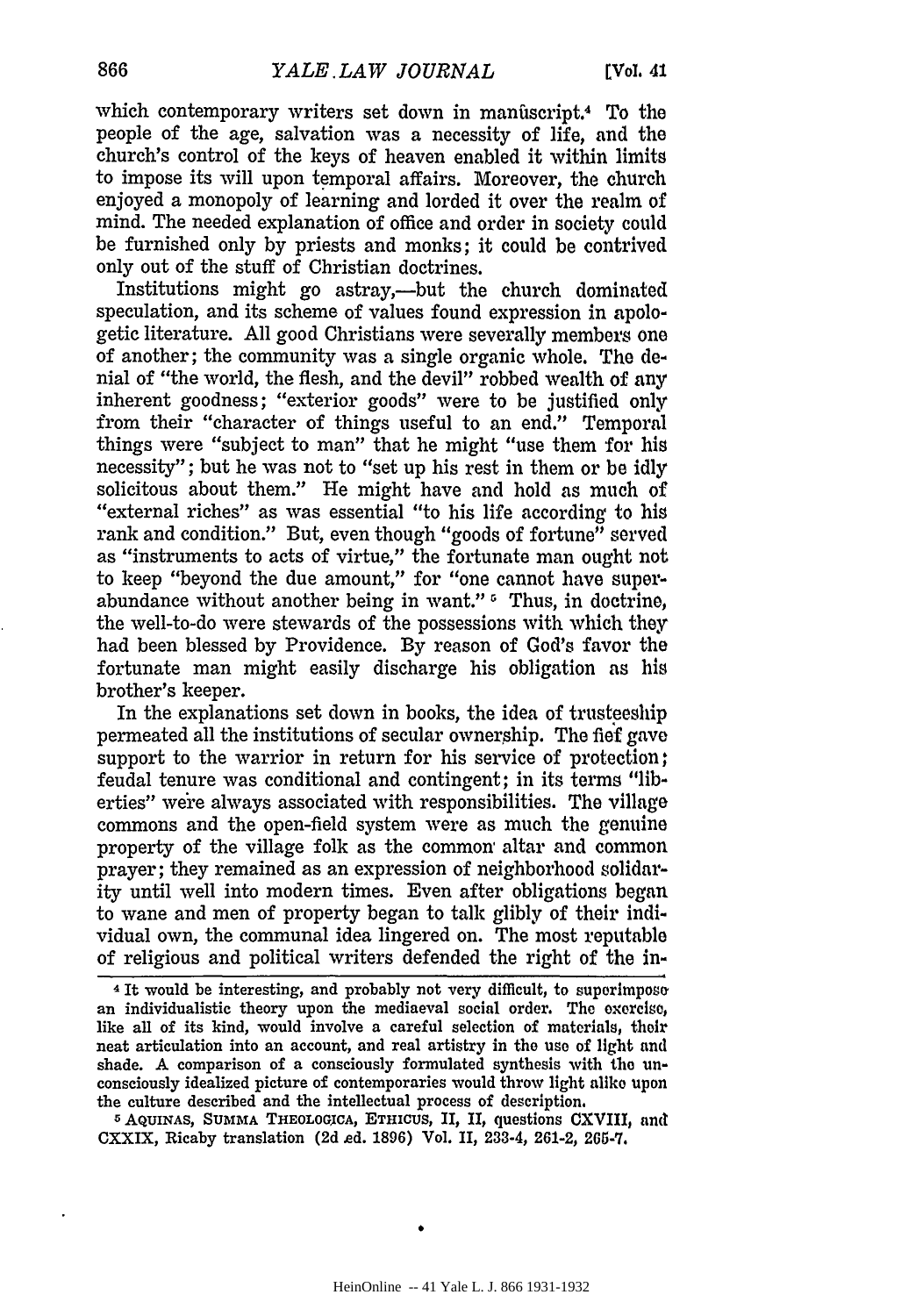which contemporary writers set down in manuscript.[4] To the people of the age, salvation was a necessity of life, and the church's control of the keys of heaven enabled it within limits to impose its will upon temporal affairs. Moreover, the church enjoyed a monopoly of learning and lorded it over the realm of mind. The needed explanation of office and order in society could be furnished only by priests and monks; it could be contrived only out of the stuff of Christian doctrines.

Institutions might go astray,—but the church dominated speculation, and its scheme of values found expression in apologetic literature. All good Christians were severally members one of another; the community was a single organic whole. The denial of "the world, the flesh, and the devil" robbed wealth of any inherent goodness; "exterior goods" were to be justified only from their "character of things useful to an end." Temporal things were "subject to man" that he might "use them for his necessity"; but he was not to "set up his rest in them or be idly solicitous about them." He might have and hold as much of "external riches" as was essential "to his life according to his rank and condition." But, even though "goods of fortune" served as "instruments to acts of virtue," the fortunate man ought not to keep "beyond the due amount," for "one cannot have superabundance without another being in want."[5] Thus, in doctrine, the well-to-do were stewards of the possessions with which they had been blessed by Providence. By reason of God's favor the fortunate man might easily discharge his obligation as his brother's keeper.

In the explanations set down in books, the idea of trusteeship permeated all the institutions of secular ownership. The fief gave support to the warrior in return for his service of protection; feudal tenure was conditional and contingent; in its terms "liberties" were always associated with responsibilities. The village commons and the open-field system were as much the genuine property of the village folk as the common altar and common prayer; they remained as an expression of neighborhood solidarity until well into modern times. Even after obligations began to wane and men of property began to talk glibly of their individual own, the communal idea lingered on. The most reputable of religious and political writers defended the right of the in-

---

[4] It would be interesting, and probably not very difficult, to superimpose an individualistic theory upon the mediaeval social order. The exercise, like all of its kind, would involve a careful selection of materials, their neat articulation into an account, and real artistry in the use of light and shade. A comparison of a consciously formulated synthesis with the unconsciously idealized picture of contemporaries would throw light alike upon the culture described and the intellectual process of description.

[5] AQUINAS, SUMMA THEOLOGICA, ETHICUS, II, II, questions CXVIII, and CXXIX, Ricaby translation (2d ed. 1896) Vol. II, 233-4, 261-2, 265-7.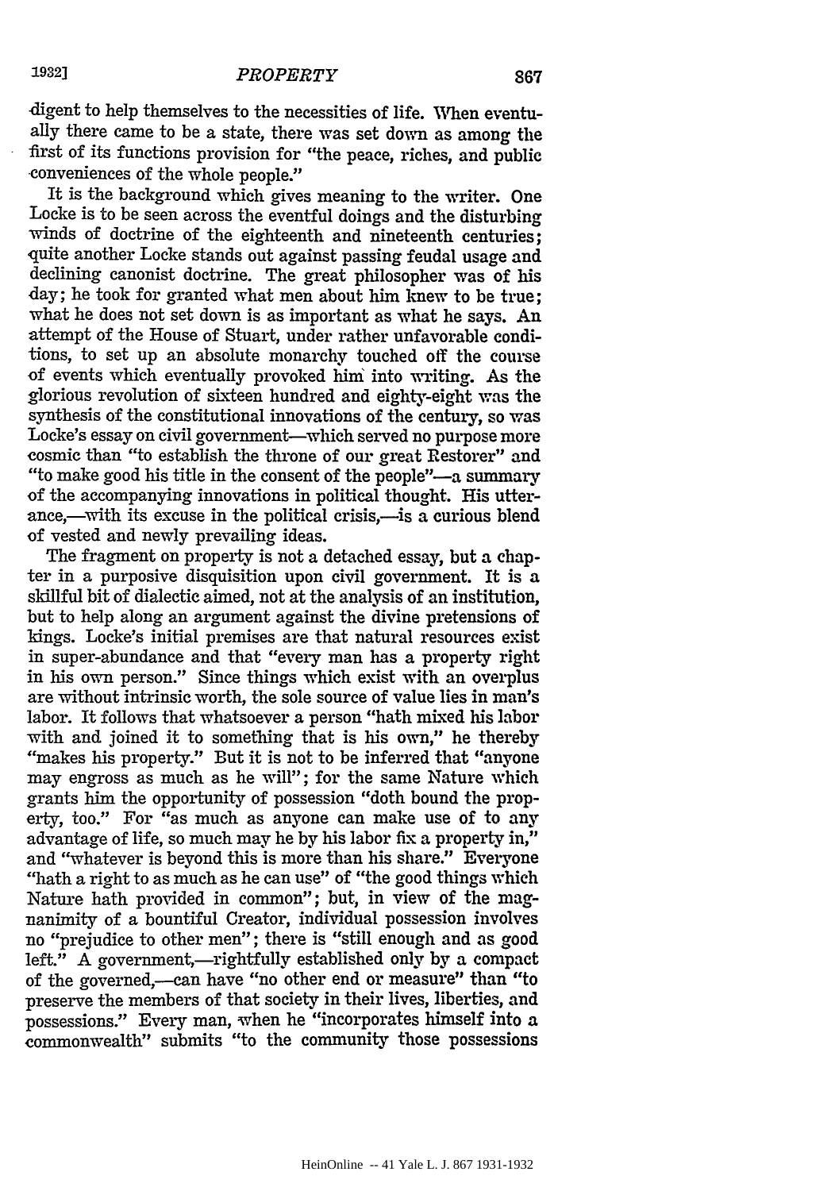digent to help themselves to the necessities of life. When eventually there came to be a state, there was set down as among the first of its functions provision for "the peace, riches, and public conveniences of the whole people."

It is the background which gives meaning to the writer. One Locke is to be seen across the eventful doings and the disturbing winds of doctrine of the eighteenth and nineteenth centuries; quite another Locke stands out against passing feudal usage and declining canonist doctrine. The great philosopher was of his day; he took for granted what men about him knew to be true; what he does not set down is as important as what he says. An attempt of the House of Stuart, under rather unfavorable conditions, to set up an absolute monarchy touched off the course of events which eventually provoked him into writing. As the glorious revolution of sixteen hundred and eighty-eight was the synthesis of the constitutional innovations of the century, so was Locke's essay on civil government—which served no purpose more cosmic than "to establish the throne of our great Restorer" and "to make good his title in the consent of the people"—a summary of the accompanying innovations in political thought. His utterance,—with its excuse in the political crisis,—is a curious blend of vested and newly prevailing ideas.

The fragment on property is not a detached essay, but a chapter in a purposive disquisition upon civil government. It is a skillful bit of dialectic aimed, not at the analysis of an institution, but to help along an argument against the divine pretensions of kings. Locke's initial premises are that natural resources exist in super-abundance and that "every man has a property right in his own person." Since things which exist with an overplus are without intrinsic worth, the sole source of value lies in man's labor. It follows that whatsoever a person "hath mixed his labor with and joined it to something that is his own," he thereby "makes his property." But it is not to be inferred that "anyone may engross as much as he will"; for the same Nature which grants him the opportunity of possession "doth bound the property, too." For "as much as anyone can make use of to any advantage of life, so much may he by his labor fix a property in," and "whatever is beyond this is more than his share." Everyone "hath a right to as much as he can use" of "the good things which Nature hath provided in common"; but, in view of the magnanimity of a bountiful Creator, individual possession involves no "prejudice to other men"; there is "still enough and as good left." A government,—rightfully established only by a compact of the governed,—can have "no other end or measure" than "to preserve the members of that society in their lives, liberties, and possessions." Every man, when he "incorporates himself into a commonwealth" submits "to the community those possessions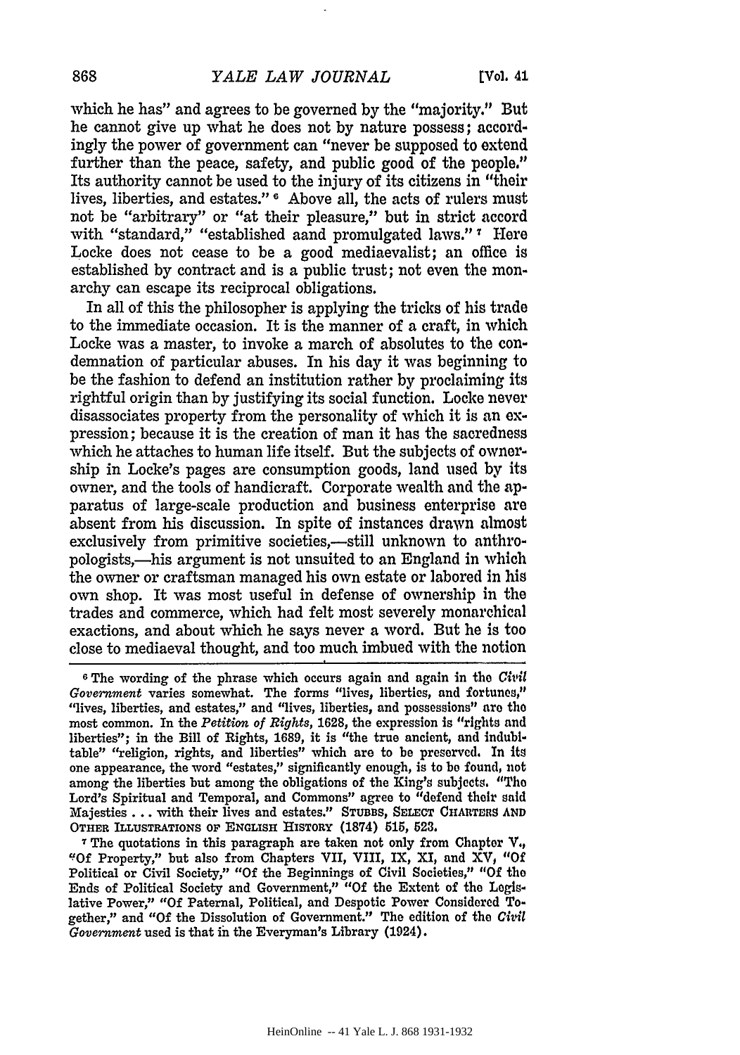which he has" and agrees to be governed by the "majority." But he cannot give up what he does not by nature possess; accordingly the power of government can "never be supposed to extend further than the peace, safety, and public good of the people." Its authority cannot be used to the injury of its citizens in "their lives, liberties, and estates." [6] Above all, the acts of rulers must not be "arbitrary" or "at their pleasure," but in strict accord with "standard," "established aand promulgated laws." [7] Here Locke does not cease to be a good mediaevalist; an office is established by contract and is a public trust; not even the monarchy can escape its reciprocal obligations.

In all of this the philosopher is applying the tricks of his trade to the immediate occasion. It is the manner of a craft, in which Locke was a master, to invoke a march of absolutes to the condemnation of particular abuses. In his day it was beginning to be the fashion to defend an institution rather by proclaiming its rightful origin than by justifying its social function. Locke never disassociates property from the personality of which it is an expression; because it is the creation of man it has the sacredness which he attaches to human life itself. But the subjects of ownership in Locke's pages are consumption goods, land used by its owner, and the tools of handicraft. Corporate wealth and the apparatus of large-scale production and business enterprise are absent from his discussion. In spite of instances drawn almost exclusively from primitive societies,—still unknown to anthropologists,—his argument is not unsuited to an England in which the owner or craftsman managed his own estate or labored in his own shop. It was most useful in defense of ownership in the trades and commerce, which had felt most severely monarchical exactions, and about which he says never a word. But he is too close to mediaeval thought, and too much imbued with the notion

---

[6] The wording of the phrase which occurs again and again in the *Civil Government* varies somewhat. The forms "lives, liberties, and fortunes," "lives, liberties, and estates," and "lives, liberties, and possessions" are the most common. In the *Petition of Rights*, 1628, the expression is "rights and liberties"; in the Bill of Rights, 1689, it is "the true ancient, and indubitable" "religion, rights, and liberties" which are to be preserved. In its one appearance, the word "estates," significantly enough, is to be found, not among the liberties but among the obligations of the King's subjects. "The Lord's Spiritual and Temporal, and Commons" agree to "defend their said Majesties . . . with their lives and estates." STUBBS, SELECT CHARTERS AND OTHER ILLUSTRATIONS OF ENGLISH HISTORY (1874) 515, 523.

[7] The quotations in this paragraph are taken not only from Chapter V., "Of Property," but also from Chapters VII, VIII, IX, XI, and XV, "Of Political or Civil Society," "Of the Beginnings of Civil Societies," "Of the Ends of Political Society and Government," "Of the Extent of the Legislative Power," "Of Paternal, Political, and Despotic Power Considered Together," and "Of the Dissolution of Government." The edition of the *Civil Government* used is that in the Everyman's Library (1924).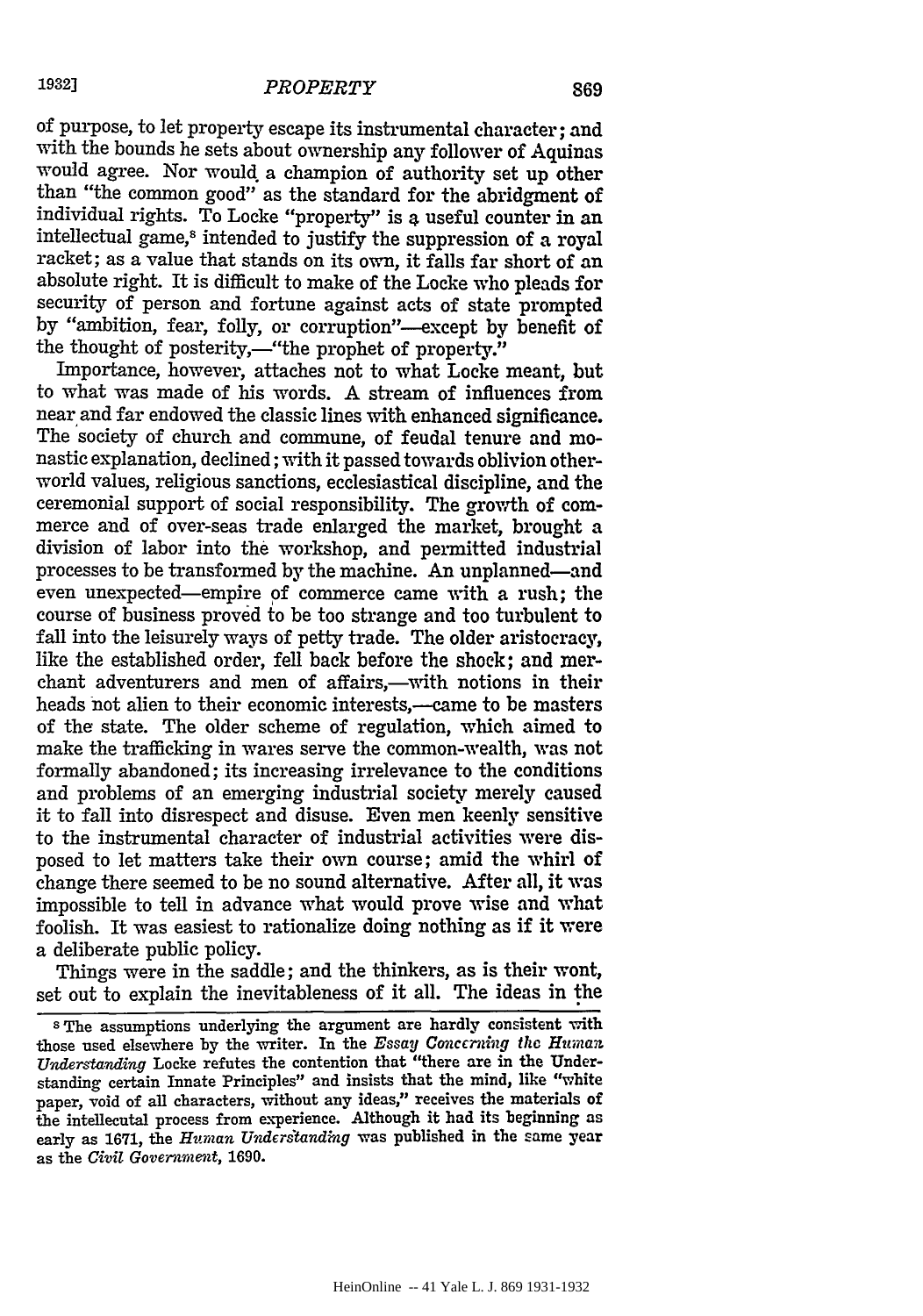of purpose, to let property escape its instrumental character; and with the bounds he sets about ownership any follower of Aquinas would agree. Nor would a champion of authority set up other than "the common good" as the standard for the abridgment of individual rights. To Locke "property" is a useful counter in an intellectual game,[8] intended to justify the suppression of a royal racket; as a value that stands on its own, it falls far short of an absolute right. It is difficult to make of the Locke who pleads for security of person and fortune against acts of state prompted by "ambition, fear, folly, or corruption"—except by benefit of the thought of posterity,—"the prophet of property."

Importance, however, attaches not to what Locke meant, but to what was made of his words. A stream of influences from near and far endowed the classic lines with enhanced significance. The society of church and commune, of feudal tenure and monastic explanation, declined; with it passed towards oblivion other-world values, religious sanctions, ecclesiastical discipline, and the ceremonial support of social responsibility. The growth of commerce and of over-seas trade enlarged the market, brought a division of labor into the workshop, and permitted industrial processes to be transformed by the machine. An unplanned—and even unexpected—empire of commerce came with a rush; the course of business proved to be too strange and too turbulent to fall into the leisurely ways of petty trade. The older aristocracy, like the established order, fell back before the shock; and merchant adventurers and men of affairs,—with notions in their heads not alien to their economic interests,—came to be masters of the state. The older scheme of regulation, which aimed to make the trafficking in wares serve the common-wealth, was not formally abandoned; its increasing irrelevance to the conditions and problems of an emerging industrial society merely caused it to fall into disrespect and disuse. Even men keenly sensitive to the instrumental character of industrial activities were disposed to let matters take their own course; amid the whirl of change there seemed to be no sound alternative. After all, it was impossible to tell in advance what would prove wise and what foolish. It was easiest to rationalize doing nothing as if it were a deliberate public policy.

Things were in the saddle; and the thinkers, as is their wont, set out to explain the inevitableness of it all. The ideas in the

[8] The assumptions underlying the argument are hardly consistent with those used elsewhere by the writer. In the *Essay Concerning the Human Understanding* Locke refutes the contention that "there are in the Understanding certain Innate Principles" and insists that the mind, like "white paper, void of all characters, without any ideas," receives the materials of the intellecutal process from experience. Although it had its beginning as early as 1671, the *Human Understanding* was published in the same year as the *Civil Government*, 1690.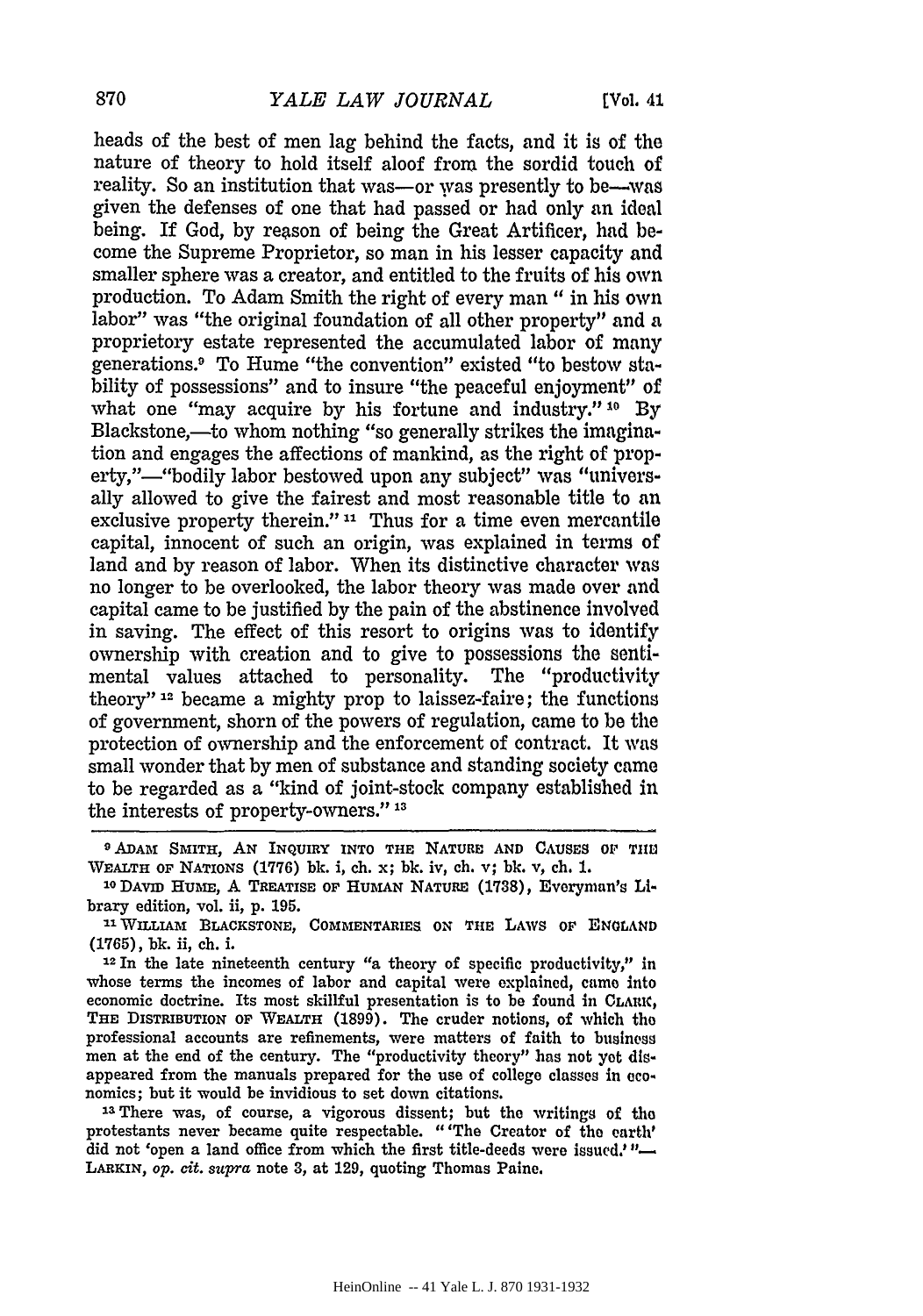heads of the best of men lag behind the facts, and it is of the nature of theory to hold itself aloof from the sordid touch of reality. So an institution that was—or was presently to be—was given the defenses of one that had passed or had only an ideal being. If God, by reason of being the Great Artificer, had become the Supreme Proprietor, so man in his lesser capacity and smaller sphere was a creator, and entitled to the fruits of his own production. To Adam Smith the right of every man " in his own labor" was "the original foundation of all other property" and a proprietory estate represented the accumulated labor of many generations.[9] To Hume "the convention" existed "to bestow stability of possessions" and to insure "the peaceful enjoyment" of what one "may acquire by his fortune and industry."[10] By Blackstone,—to whom nothing "so generally strikes the imagination and engages the affections of mankind, as the right of property,"—"bodily labor bestowed upon any subject" was "universally allowed to give the fairest and most reasonable title to an exclusive property therein."[11] Thus for a time even mercantile capital, innocent of such an origin, was explained in terms of land and by reason of labor. When its distinctive character was no longer to be overlooked, the labor theory was made over and capital came to be justified by the pain of the abstinence involved in saving. The effect of this resort to origins was to identify ownership with creation and to give to possessions the sentimental values attached to personality. The "productivity theory"[12] became a mighty prop to laissez-faire; the functions of government, shorn of the powers of regulation, came to be the protection of ownership and the enforcement of contract. It was small wonder that by men of substance and standing society came to be regarded as a "kind of joint-stock company established in the interests of property-owners."[13]

---

[9] ADAM SMITH, AN INQUIRY INTO THE NATURE AND CAUSES OF THE WEALTH OF NATIONS (1776) bk. i, ch. x; bk. iv, ch. v; bk. v, ch. 1.

[10] DAVID HUME, A TREATISE OF HUMAN NATURE (1738), Everyman's Library edition, vol. ii, p. 195.

[11] WILLIAM BLACKSTONE, COMMENTARIES ON THE LAWS OF ENGLAND (1765), bk. ii, ch. i.

[12] In the late nineteenth century "a theory of specific productivity," in whose terms the incomes of labor and capital were explained, came into economic doctrine. Its most skillful presentation is to be found in CLARK, THE DISTRIBUTION OF WEALTH (1899). The cruder notions, of which the professional accounts are refinements, were matters of faith to business men at the end of the century. The "productivity theory" has not yet disappeared from the manuals prepared for the use of college classes in economics; but it would be invidious to set down citations.

[13] There was, of course, a vigorous dissent; but the writings of the protestants never became quite respectable. "'The Creator of the earth' did not 'open a land office from which the first title-deeds were issued.'"—LARKIN, *op. cit. supra* note 3, at 129, quoting Thomas Paine.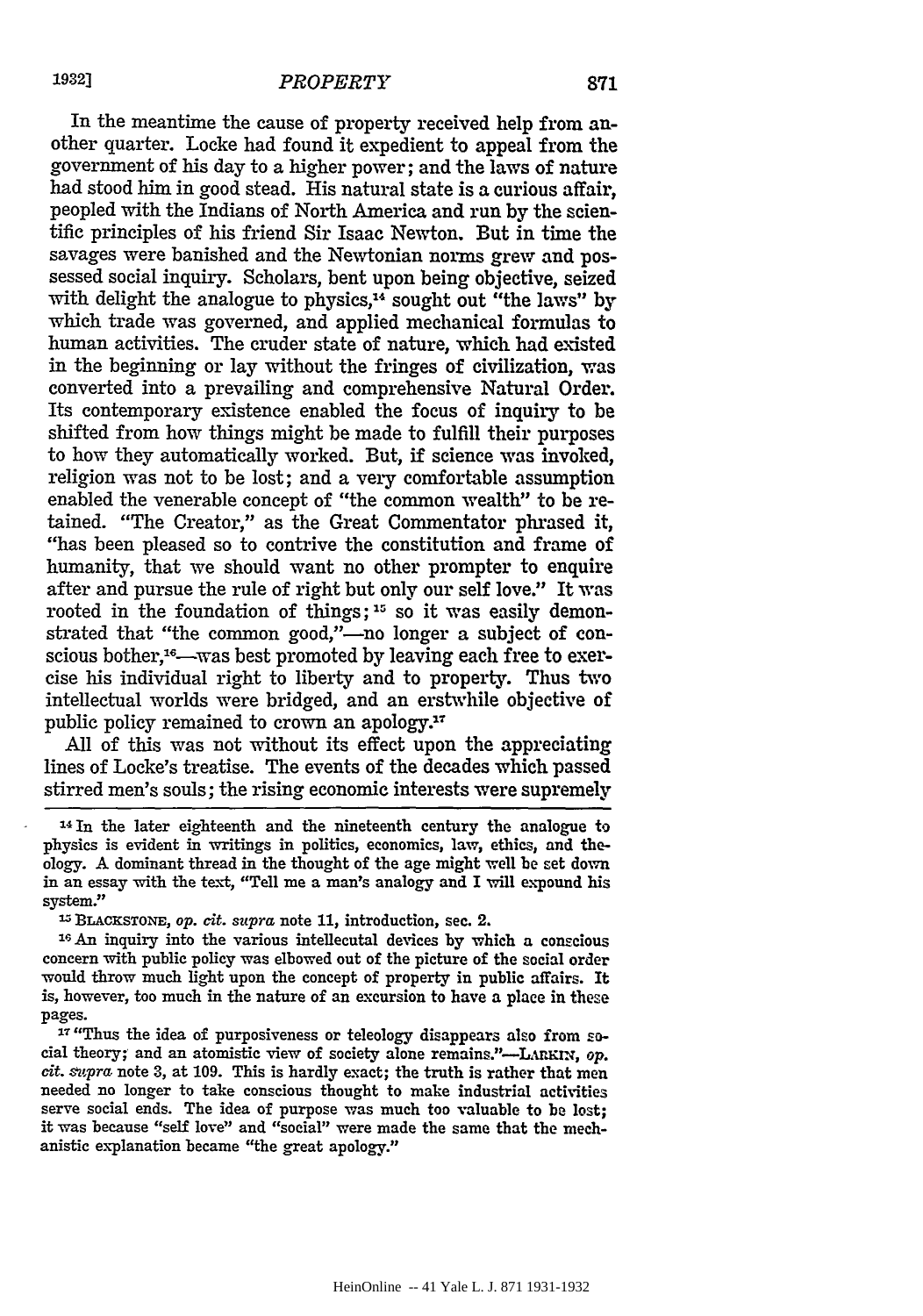In the meantime the cause of property received help from another quarter. Locke had found it expedient to appeal from the government of his day to a higher power; and the laws of nature had stood him in good stead. His natural state is a curious affair, peopled with the Indians of North America and run by the scientific principles of his friend Sir Isaac Newton. But in time the savages were banished and the Newtonian norms grew and possessed social inquiry. Scholars, bent upon being objective, seized with delight the analogue to physics,[14] sought out "the laws" by which trade was governed, and applied mechanical formulas to human activities. The cruder state of nature, which had existed in the beginning or lay without the fringes of civilization, was converted into a prevailing and comprehensive Natural Order. Its contemporary existence enabled the focus of inquiry to be shifted from how things might be made to fulfill their purposes to how they automatically worked. But, if science was invoked, religion was not to be lost; and a very comfortable assumption enabled the venerable concept of "the common wealth" to be retained. "The Creator," as the Great Commentator phrased it, "has been pleased so to contrive the constitution and frame of humanity, that we should want no other prompter to enquire after and pursue the rule of right but only our self love." It was rooted in the foundation of things;[15] so it was easily demonstrated that "the common good,"—no longer a subject of conscious bother,[16]—was best promoted by leaving each free to exercise his individual right to liberty and to property. Thus two intellectual worlds were bridged, and an erstwhile objective of public policy remained to crown an apology.[17]

All of this was not without its effect upon the appreciating lines of Locke's treatise. The events of the decades which passed stirred men's souls; the rising economic interests were supremely

---

[14] In the later eighteenth and the nineteenth century the analogue to physics is evident in writings in politics, economics, law, ethics, and theology. A dominant thread in the thought of the age might well be set down in an essay with the text, "Tell me a man's analogy and I will expound his system."

[15] BLACKSTONE, *op. cit. supra* note 11, introduction, sec. 2.

[16] An inquiry into the various intellectual devices by which a conscious concern with public policy was elbowed out of the picture of the social order would throw much light upon the concept of property in public affairs. It is, however, too much in the nature of an excursion to have a place in these pages.

[17] "Thus the idea of purposiveness or teleology disappears also from social theory; and an atomistic view of society alone remains."—LARKIN, *op. cit. supra* note 3, at 109. This is hardly exact; the truth is rather that men needed no longer to take conscious thought to make industrial activities serve social ends. The idea of purpose was much too valuable to be lost; it was because "self love" and "social" were made the same that the mechanistic explanation became "the great apology."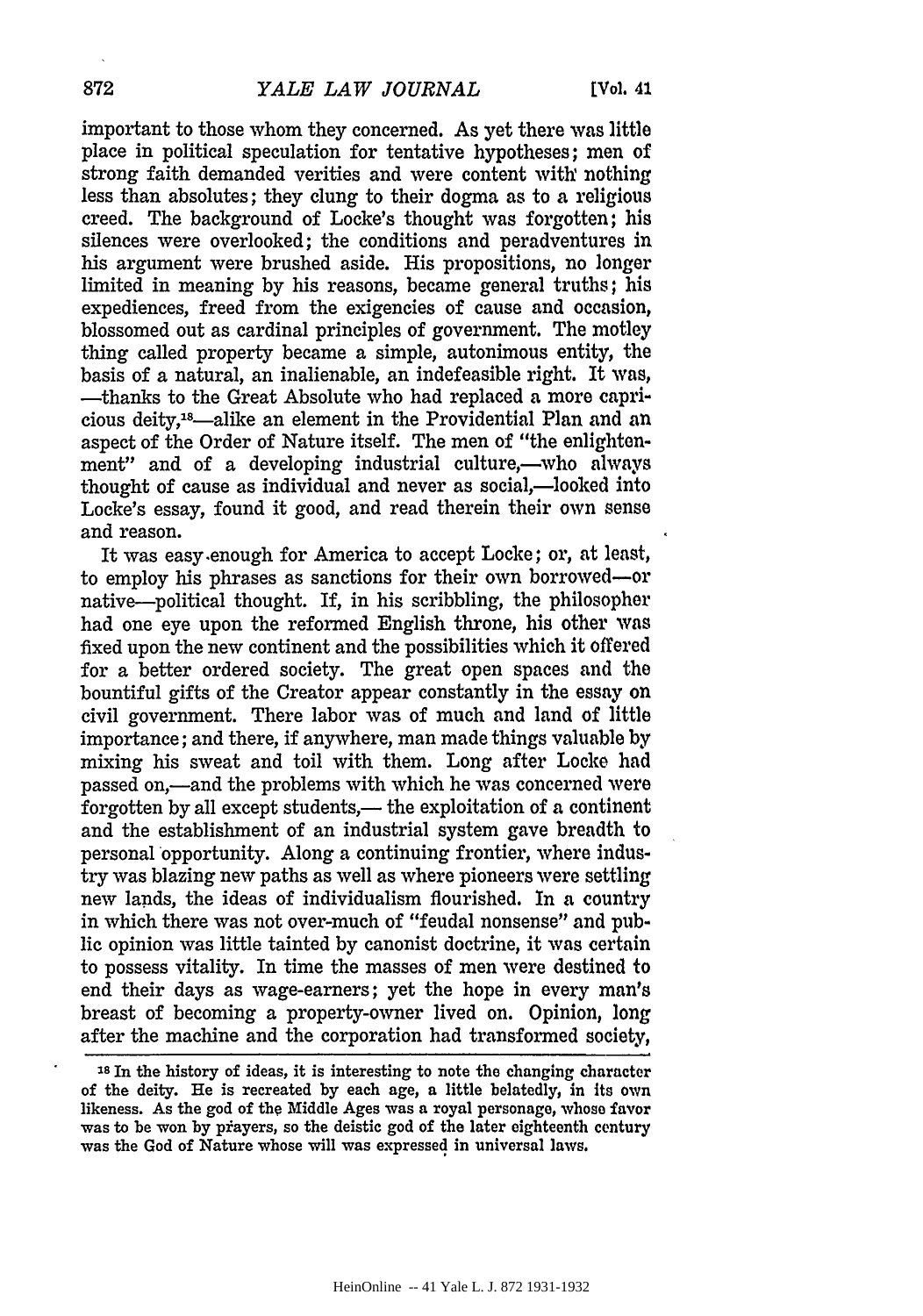important to those whom they concerned. As yet there was little place in political speculation for tentative hypotheses; men of strong faith demanded verities and were content with nothing less than absolutes; they clung to their dogma as to a religious creed. The background of Locke's thought was forgotten; his silences were overlooked; the conditions and peradventures in his argument were brushed aside. His propositions, no longer limited in meaning by his reasons, became general truths; his expediences, freed from the exigencies of cause and occasion, blossomed out as cardinal principles of government. The motley thing called property became a simple, autonimous entity, the basis of a natural, an inalienable, an indefeasible right. It was, —thanks to the Great Absolute who had replaced a more capricious deity,[18]—alike an element in the Providential Plan and an aspect of the Order of Nature itself. The men of "the enlightenment" and of a developing industrial culture,—who always thought of cause as individual and never as social,—looked into Locke's essay, found it good, and read therein their own sense and reason.

It was easy enough for America to accept Locke; or, at least, to employ his phrases as sanctions for their own borrowed—or native—political thought. If, in his scribbling, the philosopher had one eye upon the reformed English throne, his other was fixed upon the new continent and the possibilities which it offered for a better ordered society. The great open spaces and the bountiful gifts of the Creator appear constantly in the essay on civil government. There labor was of much and land of little importance; and there, if anywhere, man made things valuable by mixing his sweat and toil with them. Long after Locke had passed on,—and the problems with which he was concerned were forgotten by all except students,— the exploitation of a continent and the establishment of an industrial system gave breadth to personal opportunity. Along a continuing frontier, where industry was blazing new paths as well as where pioneers were settling new lands, the ideas of individualism flourished. In a country in which there was not over-much of "feudal nonsense" and public opinion was little tainted by canonist doctrine, it was certain to possess vitality. In time the masses of men were destined to end their days as wage-earners; yet the hope in every man's breast of becoming a property-owner lived on. Opinion, long after the machine and the corporation had transformed society,

[18] In the history of ideas, it is interesting to note the changing character of the deity. He is recreated by each age, a little belatedly, in its own likeness. As the god of the Middle Ages was a royal personage, whose favor was to be won by prayers, so the deistic god of the later eighteenth century was the God of Nature whose will was expressed in universal laws.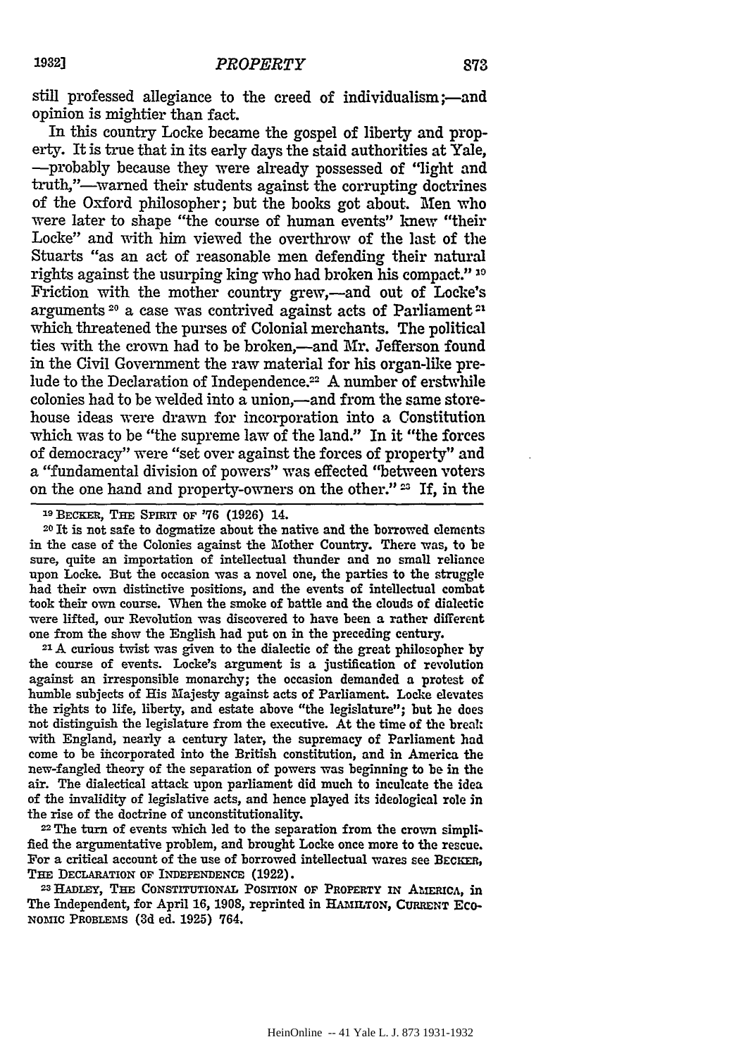still professed allegiance to the creed of individualism;—and opinion is mightier than fact.

In this country Locke became the gospel of liberty and property. It is true that in its early days the staid authorities at Yale, —probably because they were already possessed of "light and truth,"—warned their students against the corrupting doctrines of the Oxford philosopher; but the books got about. Men who were later to shape "the course of human events" knew "their Locke" and with him viewed the overthrow of the last of the Stuarts "as an act of reasonable men defending their natural rights against the usurping king who had broken his compact." [19] Friction with the mother country grew,—and out of Locke's arguments [20] a case was contrived against acts of Parliament [21] which threatened the purses of Colonial merchants. The political ties with the crown had to be broken,—and Mr. Jefferson found in the Civil Government the raw material for his organ-like prelude to the Declaration of Independence.[22] A number of erstwhile colonies had to be welded into a union,—and from the same storehouse ideas were drawn for incorporation into a Constitution which was to be "the supreme law of the land." In it "the forces of democracy" were "set over against the forces of property" and a "fundamental division of powers" was effected "between voters on the one hand and property-owners on the other." [23] If, in the

---

[19] BECKER, THE SPIRIT OF '76 (1926) 14.

[20] It is not safe to dogmatize about the native and the borrowed elements in the case of the Colonies against the Mother Country. There was, to be sure, quite an importation of intellectual thunder and no small reliance upon Locke. But the occasion was a novel one, the parties to the struggle had their own distinctive positions, and the events of intellectual combat took their own course. When the smoke of battle and the clouds of dialectic were lifted, our Revolution was discovered to have been a rather different one from the show the English had put on in the preceding century.

[21] A curious twist was given to the dialectic of the great philosopher by the course of events. Locke's argument is a justification of revolution against an irresponsible monarchy; the occasion demanded a protest of humble subjects of His Majesty against acts of Parliament. Locke elevates the rights to life, liberty, and estate above "the legislature"; but he does not distinguish the legislature from the executive. At the time of the break with England, nearly a century later, the supremacy of Parliament had come to be incorporated into the British constitution, and in America the new-fangled theory of the separation of powers was beginning to be in the air. The dialectical attack upon parliament did much to inculcate the idea of the invalidity of legislative acts, and hence played its ideological role in the rise of the doctrine of unconstitutionality.

[22] The turn of events which led to the separation from the crown simplified the argumentative problem, and brought Locke once more to the rescue. For a critical account of the use of borrowed intellectual wares see BECKER, THE DECLARATION OF INDEPENDENCE (1922).

[23] HADLEY, THE CONSTITUTIONAL POSITION OF PROPERTY IN AMERICA, in The Independent, for April 16, 1908, reprinted in HAMILTON, CURRENT ECONOMIC PROBLEMS (3d ed. 1925) 764.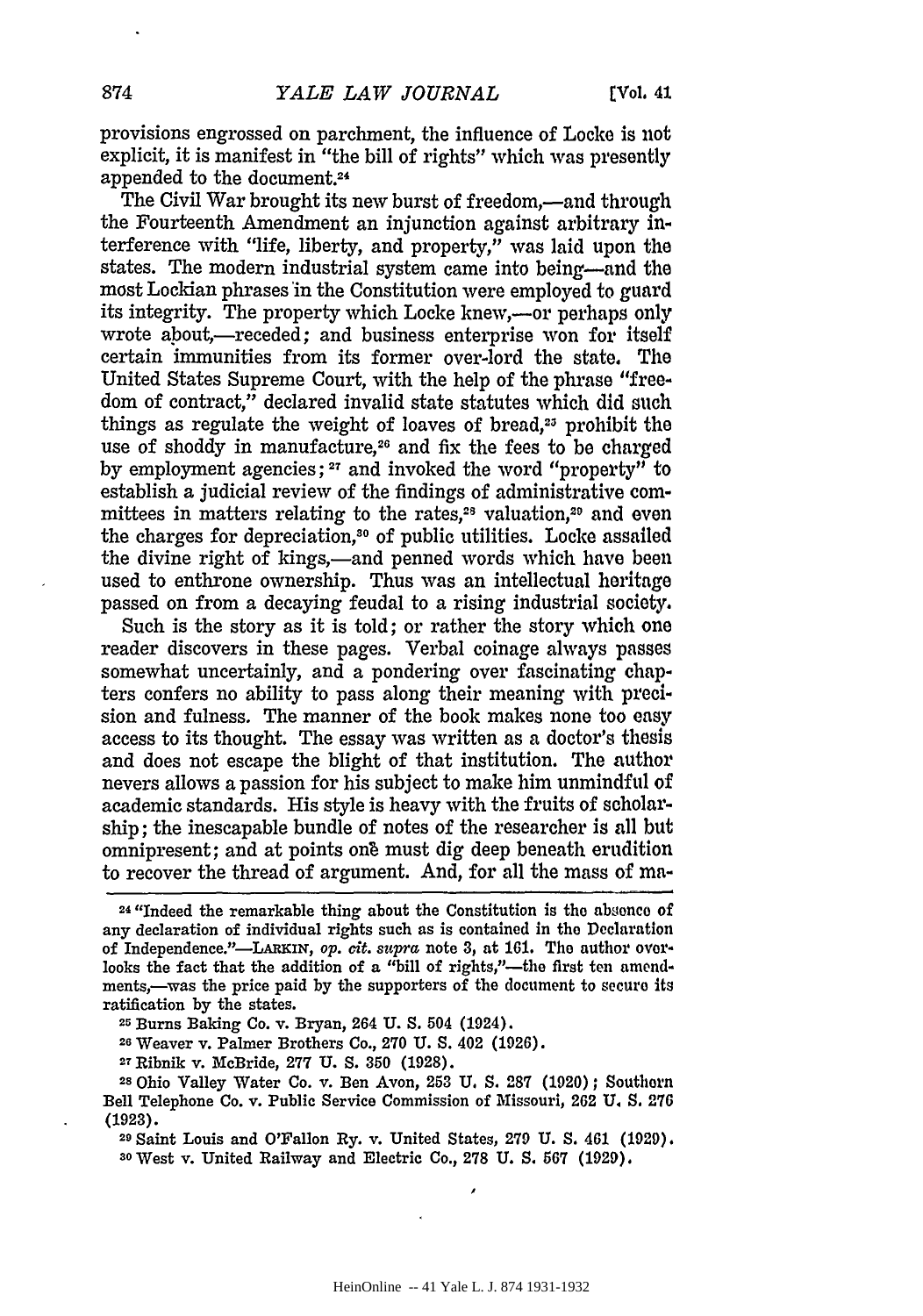provisions engrossed on parchment, the influence of Locke is not explicit, it is manifest in "the bill of rights" which was presently appended to the document.[24]

The Civil War brought its new burst of freedom,—and through the Fourteenth Amendment an injunction against arbitrary interference with "life, liberty, and property," was laid upon the states. The modern industrial system came into being—and the most Lockian phrases in the Constitution were employed to guard its integrity. The property which Locke knew,—or perhaps only wrote about,—receded; and business enterprise won for itself certain immunities from its former over-lord the state. The United States Supreme Court, with the help of the phrase "freedom of contract," declared invalid state statutes which did such things as regulate the weight of loaves of bread,[25] prohibit the use of shoddy in manufacture,[26] and fix the fees to be charged by employment agencies;[27] and invoked the word "property" to establish a judicial review of the findings of administrative committees in matters relating to the rates,[28] valuation,[29] and even the charges for depreciation,[30] of public utilities. Locke assailed the divine right of kings,—and penned words which have been used to enthrone ownership. Thus was an intellectual heritage passed on from a decaying feudal to a rising industrial society.

Such is the story as it is told; or rather the story which one reader discovers in these pages. Verbal coinage always passes somewhat uncertainly, and a pondering over fascinating chapters confers no ability to pass along their meaning with precision and fulness. The manner of the book makes none too easy access to its thought. The essay was written as a doctor's thesis and does not escape the blight of that institution. The author nevers allows a passion for his subject to make him unmindful of academic standards. His style is heavy with the fruits of scholarship; the inescapable bundle of notes of the researcher is all but omnipresent; and at points one must dig deep beneath erudition to recover the thread of argument. And, for all the mass of ma-

---

[24] "Indeed the remarkable thing about the Constitution is the absence of any declaration of individual rights such as is contained in the Declaration of Independence."—LARKIN, *op. cit. supra* note 3, at 161. The author overlooks the fact that the addition of a "bill of rights,"—the first ten amendments,—was the price paid by the supporters of the document to secure its ratification by the states.

[25] Burns Baking Co. v. Bryan, 264 U. S. 504 (1924).

[26] Weaver v. Palmer Brothers Co., 270 U. S. 402 (1926).

[27] Ribnik v. McBride, 277 U. S. 350 (1928).

[28] Ohio Valley Water Co. v. Ben Avon, 253 U. S. 287 (1920); Southern Bell Telephone Co. v. Public Service Commission of Missouri, 262 U. S. 276 (1923).

[29] Saint Louis and O'Fallon Ry. v. United States, 279 U. S. 461 (1929).

[30] West v. United Railway and Electric Co., 278 U. S. 567 (1929).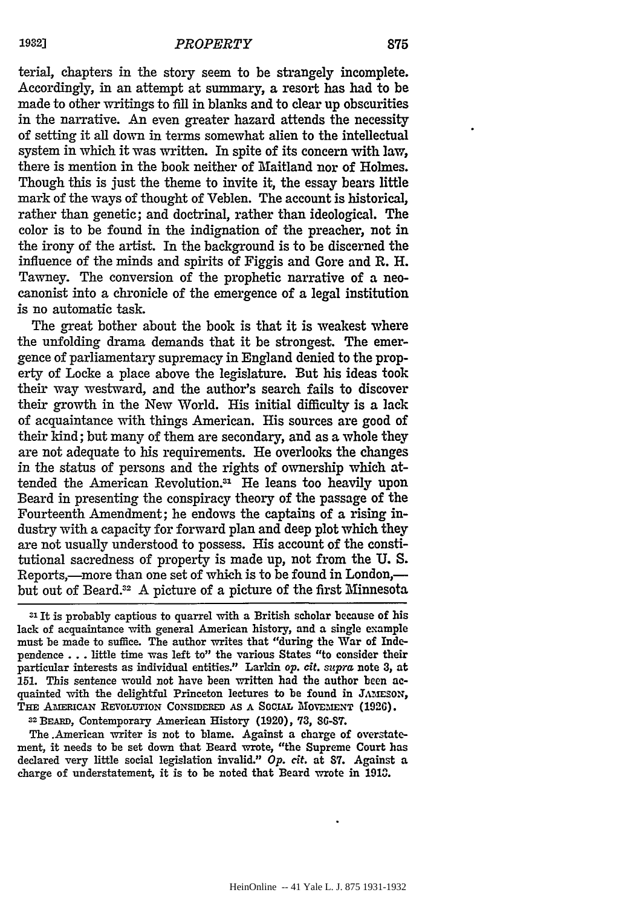terial, chapters in the story seem to be strangely incomplete. Accordingly, in an attempt at summary, a resort has had to be made to other writings to fill in blanks and to clear up obscurities in the narrative. An even greater hazard attends the necessity of setting it all down in terms somewhat alien to the intellectual system in which it was written. In spite of its concern with law, there is mention in the book neither of Maitland nor of Holmes. Though this is just the theme to invite it, the essay bears little mark of the ways of thought of Veblen. The account is historical, rather than genetic; and doctrinal, rather than ideological. The color is to be found in the indignation of the preacher, not in the irony of the artist. In the background is to be discerned the influence of the minds and spirits of Figgis and Gore and R. H. Tawney. The conversion of the prophetic narrative of a neo-canonist into a chronicle of the emergence of a legal institution is no automatic task.

The great bother about the book is that it is weakest where the unfolding drama demands that it be strongest. The emergence of parliamentary supremacy in England denied to the property of Locke a place above the legislature. But his ideas took their way westward, and the author's search fails to discover their growth in the New World. His initial difficulty is a lack of acquaintance with things American. His sources are good of their kind; but many of them are secondary, and as a whole they are not adequate to his requirements. He overlooks the changes in the status of persons and the rights of ownership which attended the American Revolution.[31] He leans too heavily upon Beard in presenting the conspiracy theory of the passage of the Fourteenth Amendment; he endows the captains of a rising industry with a capacity for forward plan and deep plot which they are not usually understood to possess. His account of the constitutional sacredness of property is made up, not from the U. S. Reports,—more than one set of which is to be found in London,—but out of Beard.[32] A picture of a picture of the first Minnesota

---

[31] It is probably captious to quarrel with a British scholar because of his lack of acquaintance with general American history, and a single example must be made to suffice. The author writes that "during the War of Independence . . . little time was left to" the various States "to consider their particular interests as individual entities." Larkin *op. cit. supra* note 3, at 151. This sentence would not have been written had the author been acquainted with the delightful Princeton lectures to be found in JAMESON, THE AMERICAN REVOLUTION CONSIDERED AS A SOCIAL MOVEMENT (1926).

[32] BEARD, Contemporary American History (1920), 73, 86-87.

The American writer is not to blame. Against a charge of overstatement, it needs to be set down that Beard wrote, "the Supreme Court has declared very little social legislation invalid." *Op. cit.* at 87. Against a charge of understatement, it is to be noted that Beard wrote in 1913.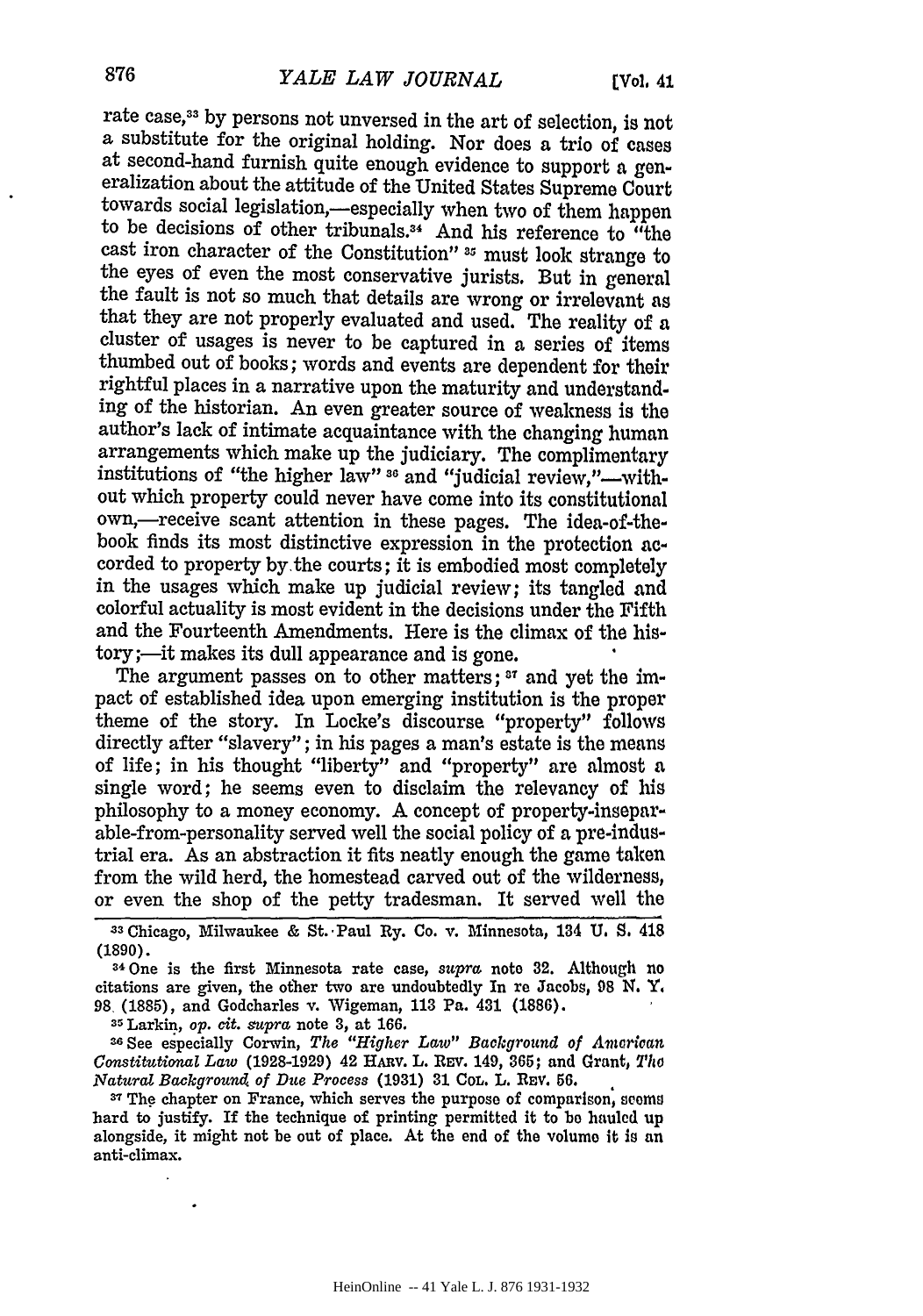rate case,[33] by persons not unversed in the art of selection, is not a substitute for the original holding. Nor does a trio of cases at second-hand furnish quite enough evidence to support a generalization about the attitude of the United States Supreme Court towards social legislation,—especially when two of them happen to be decisions of other tribunals.[34] And his reference to "the cast iron character of the Constitution" [35] must look strange to the eyes of even the most conservative jurists. But in general the fault is not so much that details are wrong or irrelevant as that they are not properly evaluated and used. The reality of a cluster of usages is never to be captured in a series of items thumbed out of books; words and events are dependent for their rightful places in a narrative upon the maturity and understanding of the historian. An even greater source of weakness is the author's lack of intimate acquaintance with the changing human arrangements which make up the judiciary. The complimentary institutions of "the higher law" [36] and "judicial review,"—without which property could never have come into its constitutional own,—receive scant attention in these pages. The idea-of-the-book finds its most distinctive expression in the protection accorded to property by the courts; it is embodied most completely in the usages which make up judicial review; its tangled and colorful actuality is most evident in the decisions under the Fifth and the Fourteenth Amendments. Here is the climax of the history;—it makes its dull appearance and is gone.

The argument passes on to other matters; [37] and yet the impact of established idea upon emerging institution is the proper theme of the story. In Locke's discourse "property" follows directly after "slavery"; in his pages a man's estate is the means of life; in his thought "liberty" and "property" are almost a single word; he seems even to disclaim the relevancy of his philosophy to a money economy. A concept of property-inseparable-from-personality served well the social policy of a pre-industrial era. As an abstraction it fits neatly enough the game taken from the wild herd, the homestead carved out of the wilderness, or even the shop of the petty tradesman. It served well the

---

[33] Chicago, Milwaukee & St. Paul Ry. Co. v. Minnesota, 134 U. S. 418 (1890).

[34] One is the first Minnesota rate case, *supra* note 32. Although no citations are given, the other two are undoubtedly In re Jacobs, 98 N. Y. 98 (1885), and Godcharles v. Wigeman, 113 Pa. 431 (1886).

[35] Larkin, *op. cit. supra* note 3, at 166.

[36] See especially Corwin, *The "Higher Law" Background of American Constitutional Law* (1928-1929) 42 HARV. L. REV. 149, 365; and Grant, *The Natural Background of Due Process* (1931) 31 COL. L. REV. 56.

[37] The chapter on France, which serves the purpose of comparison, seems hard to justify. If the technique of printing permitted it to be hauled up alongside, it might not be out of place. At the end of the volume it is an anti-climax.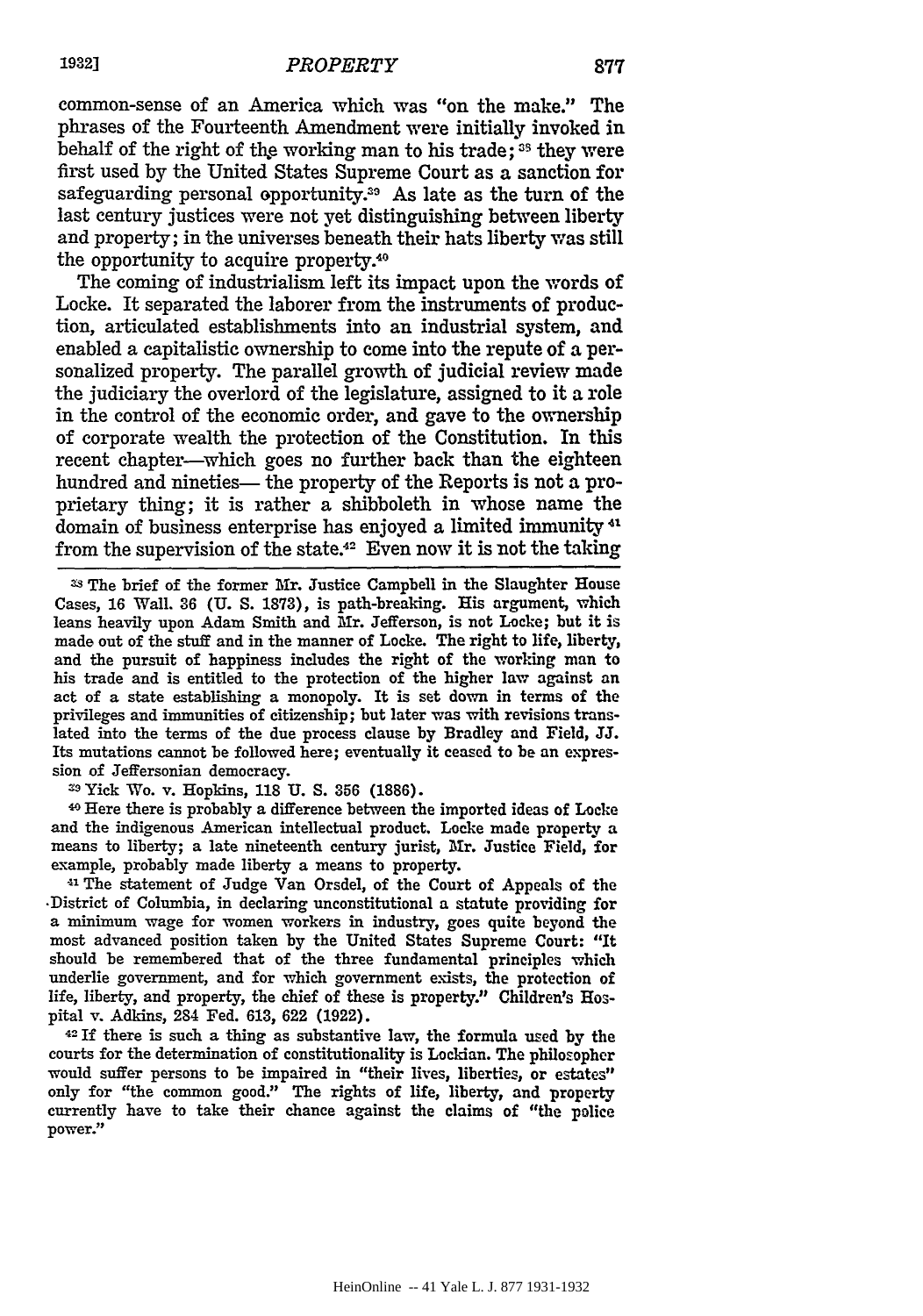common-sense of an America which was "on the make." The phrases of the Fourteenth Amendment were initially invoked in behalf of the right of the working man to his trade;[38] they were first used by the United States Supreme Court as a sanction for safeguarding personal opportunity.[39] As late as the turn of the last century justices were not yet distinguishing between liberty and property; in the universes beneath their hats liberty was still the opportunity to acquire property.[40]

The coming of industrialism left its impact upon the words of Locke. It separated the laborer from the instruments of production, articulated establishments into an industrial system, and enabled a capitalistic ownership to come into the repute of a personalized property. The parallel growth of judicial review made the judiciary the overlord of the legislature, assigned to it a role in the control of the economic order, and gave to the ownership of corporate wealth the protection of the Constitution. In this recent chapter—which goes no further back than the eighteen hundred and nineties— the property of the Reports is not a proprietary thing; it is rather a shibboleth in whose name the domain of business enterprise has enjoyed a limited immunity[41] from the supervision of the state.[42] Even now it is not the taking

---

[38] The brief of the former Mr. Justice Campbell in the Slaughter House Cases, 16 Wall. 36 (U. S. 1873), is path-breaking. His argument, which leans heavily upon Adam Smith and Mr. Jefferson, is not Locke; but it is made out of the stuff and in the manner of Locke. The right to life, liberty, and the pursuit of happiness includes the right of the working man to his trade and is entitled to the protection of the higher law against an act of a state establishing a monopoly. It is set down in terms of the privileges and immunities of citizenship; but later was with revisions translated into the terms of the due process clause by Bradley and Field, JJ. Its mutations cannot be followed here; eventually it ceased to be an expression of Jeffersonian democracy.

[39] Yick Wo. v. Hopkins, 118 U. S. 356 (1886).

[40] Here there is probably a difference between the imported ideas of Locke and the indigenous American intellectual product. Locke made property a means to liberty; a late nineteenth century jurist, Mr. Justice Field, for example, probably made liberty a means to property.

[41] The statement of Judge Van Orsdel, of the Court of Appeals of the District of Columbia, in declaring unconstitutional a statute providing for a minimum wage for women workers in industry, goes quite beyond the most advanced position taken by the United States Supreme Court: "It should be remembered that of the three fundamental principles which underlie government, and for which government exists, the protection of life, liberty, and property, the chief of these is property." Children's Hospital v. Adkins, 284 Fed. 613, 622 (1922).

[42] If there is such a thing as substantive law, the formula used by the courts for the determination of constitutionality is Lockian. The philosopher would suffer persons to be impaired in "their lives, liberties, or estates" only for "the common good." The rights of life, liberty, and property currently have to take their chance against the claims of "the police power."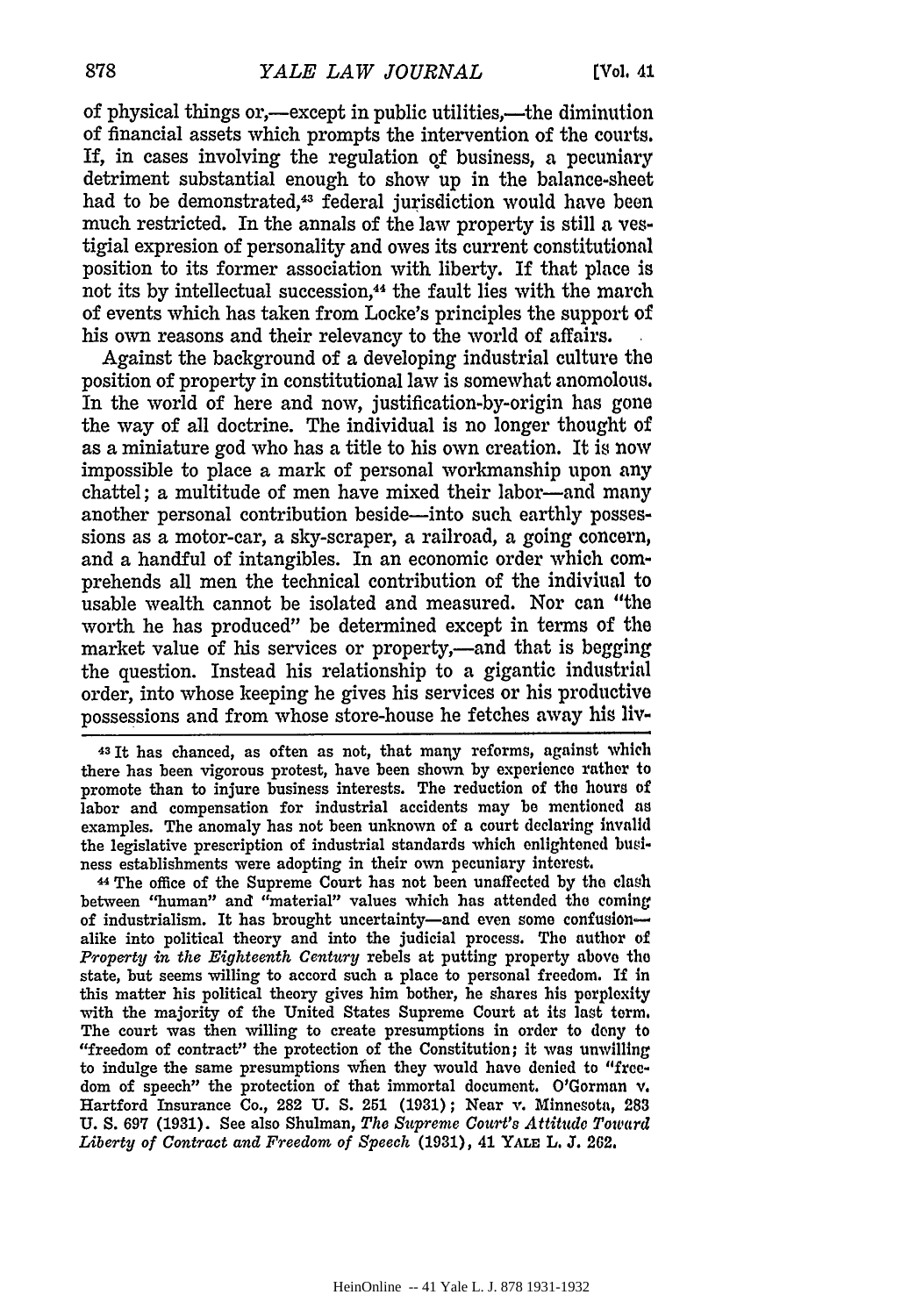of physical things or,—except in public utilities,—the diminution of financial assets which prompts the intervention of the courts. If, in cases involving the regulation of business, a pecuniary detriment substantial enough to show up in the balance-sheet had to be demonstrated,[43] federal jurisdiction would have been much restricted. In the annals of the law property is still a vestigial expresion of personality and owes its current constitutional position to its former association with liberty. If that place is not its by intellectual succession,[44] the fault lies with the march of events which has taken from Locke's principles the support of his own reasons and their relevancy to the world of affairs.

Against the background of a developing industrial culture the position of property in constitutional law is somewhat anomolous. In the world of here and now, justification-by-origin has gone the way of all doctrine. The individual is no longer thought of as a miniature god who has a title to his own creation. It is now impossible to place a mark of personal workmanship upon any chattel; a multitude of men have mixed their labor—and many another personal contribution beside—into such earthly possessions as a motor-car, a sky-scraper, a railroad, a going concern, and a handful of intangibles. In an economic order which comprehends all men the technical contribution of the indiviual to usable wealth cannot be isolated and measured. Nor can "the worth he has produced" be determined except in terms of the market value of his services or property,—and that is begging the question. Instead his relationship to a gigantic industrial order, into whose keeping he gives his services or his productive possessions and from whose store-house he fetches away his liv-

---

[43] It has chanced, as often as not, that many reforms, against which there has been vigorous protest, have been shown by experience rather to promote than to injure business interests. The reduction of the hours of labor and compensation for industrial accidents may be mentioned as examples. The anomaly has not been unknown of a court declaring invalid the legislative prescription of industrial standards which enlightened business establishments were adopting in their own pecuniary interest.

[44] The office of the Supreme Court has not been unaffected by the clash between "human" and "material" values which has attended the coming of industrialism. It has brought uncertainty—and even some confusion—alike into political theory and into the judicial process. The author of *Property in the Eighteenth Century* rebels at putting property above the state, but seems willing to accord such a place to personal freedom. If in this matter his political theory gives him bother, he shares his perplexity with the majority of the United States Supreme Court at its last term. The court was then willing to create presumptions in order to deny to "freedom of contract" the protection of the Constitution; it was unwilling to indulge the same presumptions when they would have denied to "freedom of speech" the protection of that immortal document. O'Gorman v. Hartford Insurance Co., 282 U. S. 251 (1931); Near v. Minnesota, 283 U. S. 697 (1931). See also Shulman, *The Supreme Court's Attitude Toward Liberty of Contract and Freedom of Speech* (1931), 41 YALE L. J. 262.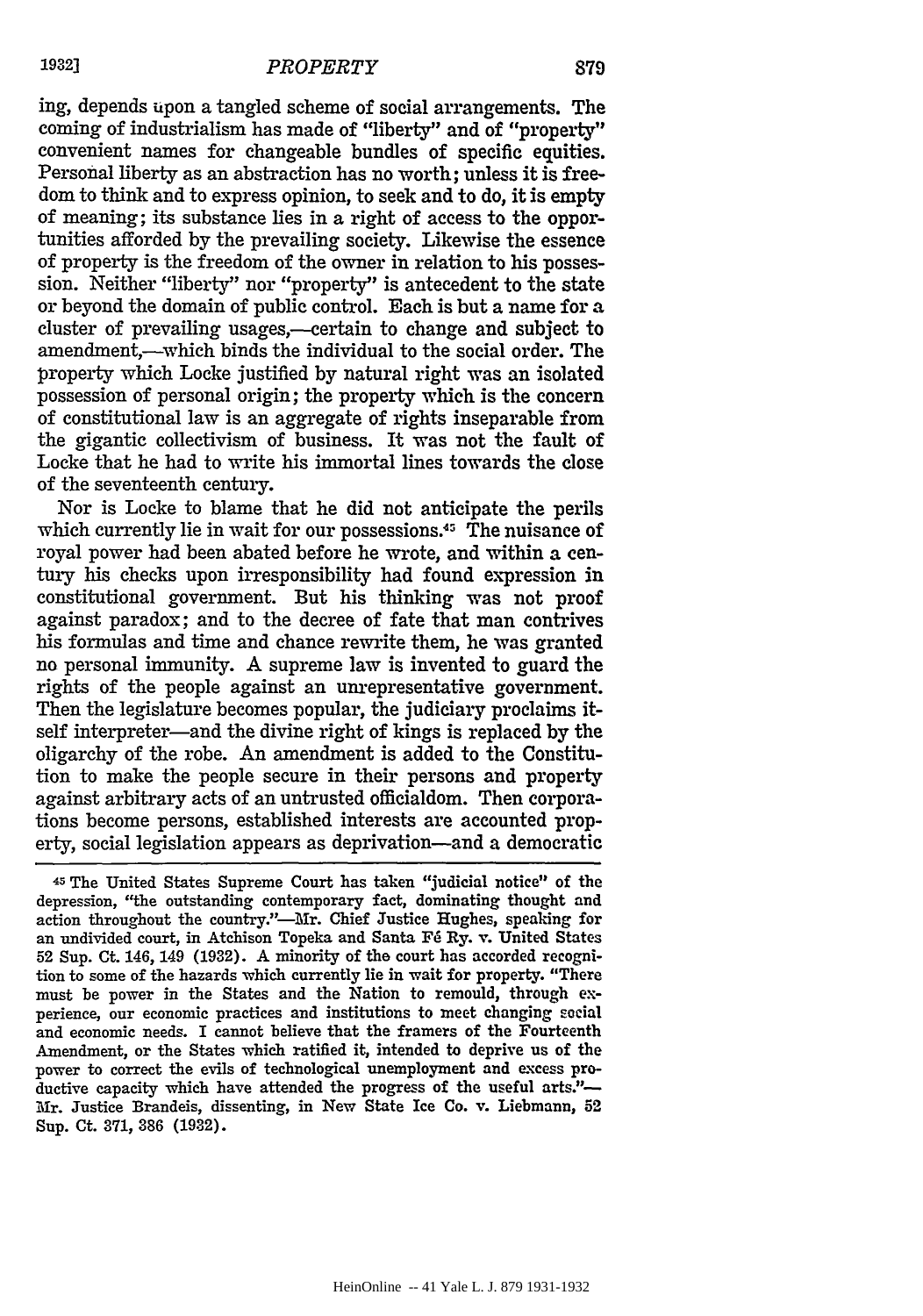ing, depends upon a tangled scheme of social arrangements. The coming of industrialism has made of "liberty" and of "property" convenient names for changeable bundles of specific equities. Personal liberty as an abstraction has no worth; unless it is freedom to think and to express opinion, to seek and to do, it is empty of meaning; its substance lies in a right of access to the opportunities afforded by the prevailing society. Likewise the essence of property is the freedom of the owner in relation to his possession. Neither "liberty" nor "property" is antecedent to the state or beyond the domain of public control. Each is but a name for a cluster of prevailing usages,—certain to change and subject to amendment,—which binds the individual to the social order. The property which Locke justified by natural right was an isolated possession of personal origin; the property which is the concern of constitutional law is an aggregate of rights inseparable from the gigantic collectivism of business. It was not the fault of Locke that he had to write his immortal lines towards the close of the seventeenth century.

Nor is Locke to blame that he did not anticipate the perils which currently lie in wait for our possessions.[45] The nuisance of royal power had been abated before he wrote, and within a century his checks upon irresponsibility had found expression in constitutional government. But his thinking was not proof against paradox; and to the decree of fate that man contrives his formulas and time and chance rewrite them, he was granted no personal immunity. A supreme law is invented to guard the rights of the people against an unrepresentative government. Then the legislature becomes popular, the judiciary proclaims itself interpreter—and the divine right of kings is replaced by the oligarchy of the robe. An amendment is added to the Constitution to make the people secure in their persons and property against arbitrary acts of an untrusted officialdom. Then corporations become persons, established interests are accounted property, social legislation appears as deprivation—and a democratic

---

[45] The United States Supreme Court has taken "judicial notice" of the depression, "the outstanding contemporary fact, dominating thought and action throughout the country."—Mr. Chief Justice Hughes, speaking for an undivided court, in Atchison Topeka and Santa Fé Ry. v. United States 52 Sup. Ct. 146, 149 (1932). A minority of the court has accorded recognition to some of the hazards which currently lie in wait for property. "There must be power in the States and the Nation to remould, through experience, our economic practices and institutions to meet changing social and economic needs. I cannot believe that the framers of the Fourteenth Amendment, or the States which ratified it, intended to deprive us of the power to correct the evils of technological unemployment and excess productive capacity which have attended the progress of the useful arts."—Mr. Justice Brandeis, dissenting, in New State Ice Co. v. Liebmann, 52 Sup. Ct. 371, 386 (1932).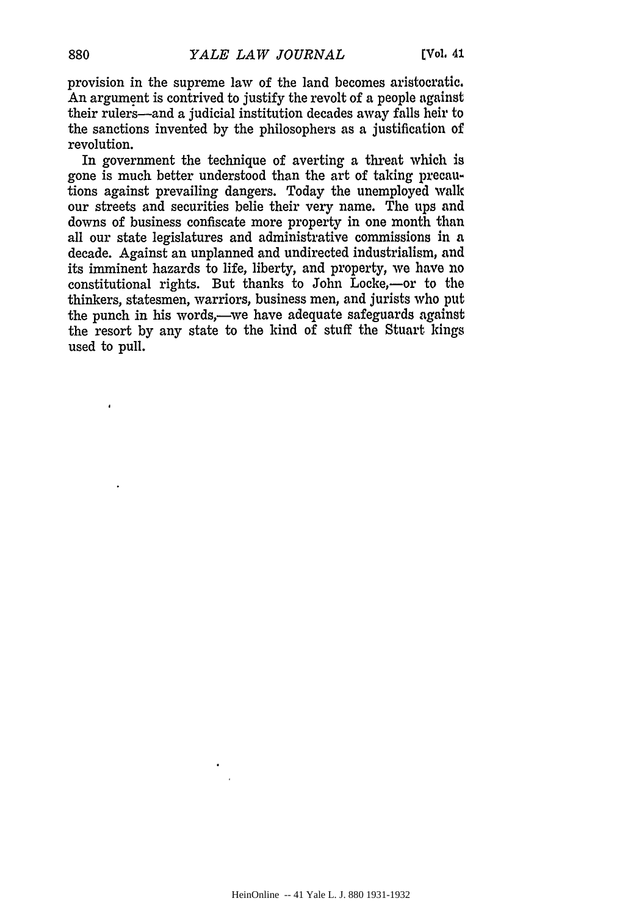provision in the supreme law of the land becomes aristocratic. An argument is contrived to justify the revolt of a people against their rulers—and a judicial institution decades away falls heir to the sanctions invented by the philosophers as a justification of revolution.

In government the technique of averting a threat which is gone is much better understood than the art of taking precautions against prevailing dangers. Today the unemployed walk our streets and securities belie their very name. The ups and downs of business confiscate more property in one month than all our state legislatures and administrative commissions in a decade. Against an unplanned and undirected industrialism, and its imminent hazards to life, liberty, and property, we have no constitutional rights. But thanks to John Locke,—or to the thinkers, statesmen, warriors, business men, and jurists who put the punch in his words,—we have adequate safeguards against the resort by any state to the kind of stuff the Stuart kings used to pull.